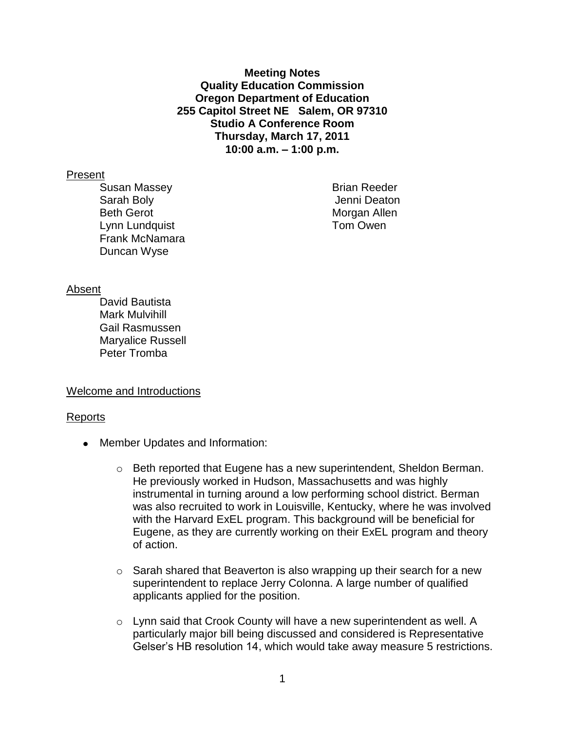**Meeting Notes**
**Quality Education Commission**
**Oregon Department of Education**
**255 Capitol Street NE Salem, OR 97310**
**Studio A Conference Room**
**Thursday, March 17, 2011**
**10:00 a.m. – 1:00 p.m.**

## Present

- Susan Massey
- Sarah Boly
- Beth Gerot
- Lynn Lundquist
- Frank McNamara
- Duncan Wyse
- Brian Reeder
- Jenni Deaton
- Morgan Allen
- Tom Owen

## Absent

- David Bautista
- Mark Mulvihill
- Gail Rasmussen
- Maryalice Russell
- Peter Tromba

## Welcome and Introductions

## Reports

- Member Updates and Information:
  - Beth reported that Eugene has a new superintendent, Sheldon Berman. He previously worked in Hudson, Massachusetts and was highly instrumental in turning around a low performing school district. Berman was also recruited to work in Louisville, Kentucky, where he was involved with the Harvard ExEL program. This background will be beneficial for Eugene, as they are currently working on their ExEL program and theory of action.
  - Sarah shared that Beaverton is also wrapping up their search for a new superintendent to replace Jerry Colonna. A large number of qualified applicants applied for the position.
  - Lynn said that Crook County will have a new superintendent as well. A particularly major bill being discussed and considered is Representative Gelser's HB resolution 14, which would take away measure 5 restrictions.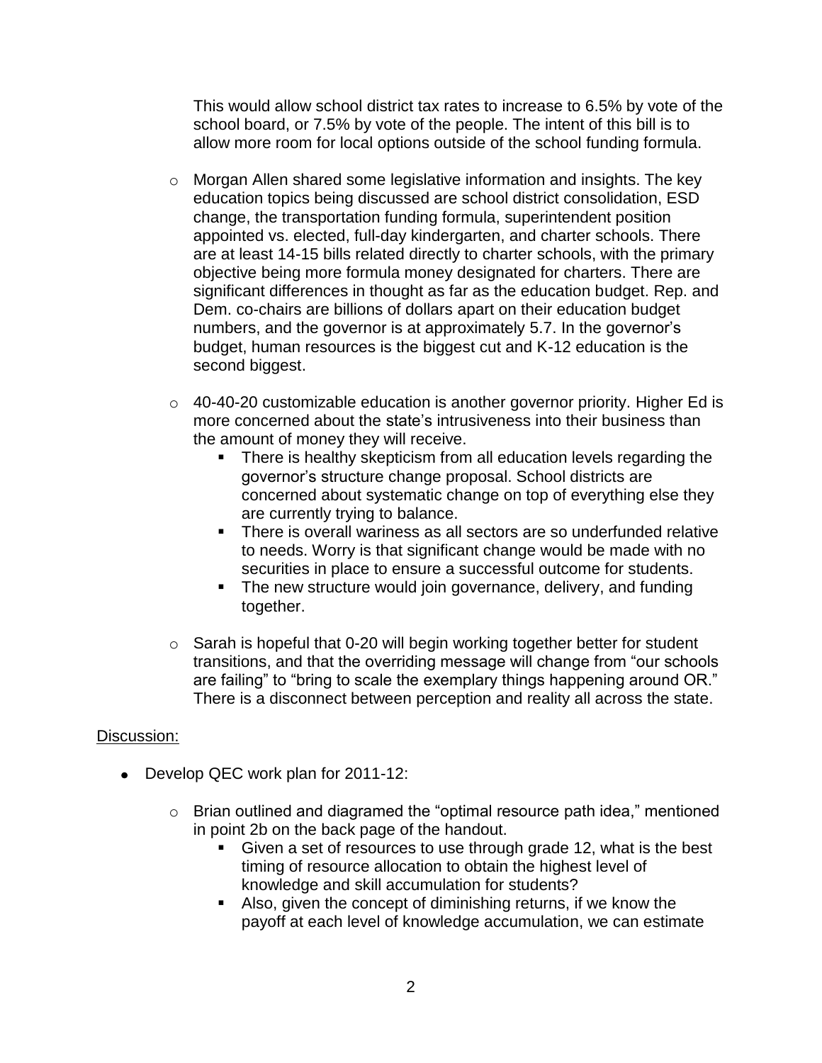This would allow school district tax rates to increase to 6.5% by vote of the school board, or 7.5% by vote of the people. The intent of this bill is to allow more room for local options outside of the school funding formula.

- Morgan Allen shared some legislative information and insights. The key education topics being discussed are school district consolidation, ESD change, the transportation funding formula, superintendent position appointed vs. elected, full-day kindergarten, and charter schools. There are at least 14-15 bills related directly to charter schools, with the primary objective being more formula money designated for charters. There are significant differences in thought as far as the education budget. Rep. and Dem. co-chairs are billions of dollars apart on their education budget numbers, and the governor is at approximately 5.7. In the governor's budget, human resources is the biggest cut and K-12 education is the second biggest.
- 40-40-20 customizable education is another governor priority. Higher Ed is more concerned about the state's intrusiveness into their business than the amount of money they will receive.
  - There is healthy skepticism from all education levels regarding the governor's structure change proposal. School districts are concerned about systematic change on top of everything else they are currently trying to balance.
  - There is overall wariness as all sectors are so underfunded relative to needs. Worry is that significant change would be made with no securities in place to ensure a successful outcome for students.
  - The new structure would join governance, delivery, and funding together.
- Sarah is hopeful that 0-20 will begin working together better for student transitions, and that the overriding message will change from "our schools are failing" to "bring to scale the exemplary things happening around OR." There is a disconnect between perception and reality all across the state.

Discussion:

- Develop QEC work plan for 2011-12:
  - Brian outlined and diagramed the "optimal resource path idea," mentioned in point 2b on the back page of the handout.
    - Given a set of resources to use through grade 12, what is the best timing of resource allocation to obtain the highest level of knowledge and skill accumulation for students?
    - Also, given the concept of diminishing returns, if we know the payoff at each level of knowledge accumulation, we can estimate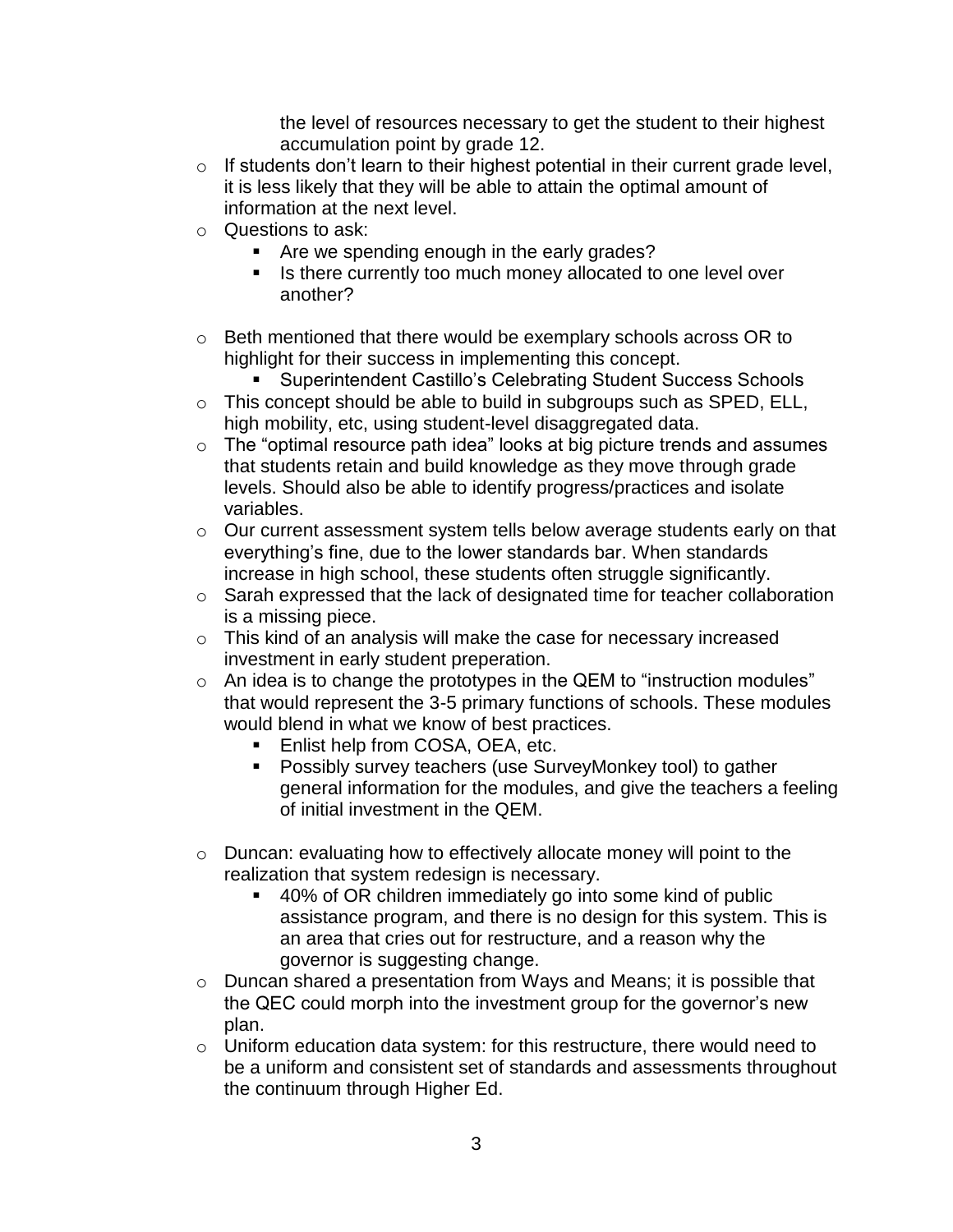the level of resources necessary to get the student to their highest accumulation point by grade 12.

- If students don't learn to their highest potential in their current grade level, it is less likely that they will be able to attain the optimal amount of information at the next level.
- Questions to ask:
    - Are we spending enough in the early grades?
    - Is there currently too much money allocated to one level over another?
- Beth mentioned that there would be exemplary schools across OR to highlight for their success in implementing this concept.
    - Superintendent Castillo's Celebrating Student Success Schools
- This concept should be able to build in subgroups such as SPED, ELL, high mobility, etc, using student-level disaggregated data.
- The "optimal resource path idea" looks at big picture trends and assumes that students retain and build knowledge as they move through grade levels. Should also be able to identify progress/practices and isolate variables.
- Our current assessment system tells below average students early on that everything's fine, due to the lower standards bar. When standards increase in high school, these students often struggle significantly.
- Sarah expressed that the lack of designated time for teacher collaboration is a missing piece.
- This kind of an analysis will make the case for necessary increased investment in early student preperation.
- An idea is to change the prototypes in the QEM to "instruction modules" that would represent the 3-5 primary functions of schools. These modules would blend in what we know of best practices.
    - Enlist help from COSA, OEA, etc.
    - Possibly survey teachers (use SurveyMonkey tool) to gather general information for the modules, and give the teachers a feeling of initial investment in the QEM.
- Duncan: evaluating how to effectively allocate money will point to the realization that system redesign is necessary.
    - 40% of OR children immediately go into some kind of public assistance program, and there is no design for this system. This is an area that cries out for restructure, and a reason why the governor is suggesting change.
- Duncan shared a presentation from Ways and Means; it is possible that the QEC could morph into the investment group for the governor's new plan.
- Uniform education data system: for this restructure, there would need to be a uniform and consistent set of standards and assessments throughout the continuum through Higher Ed.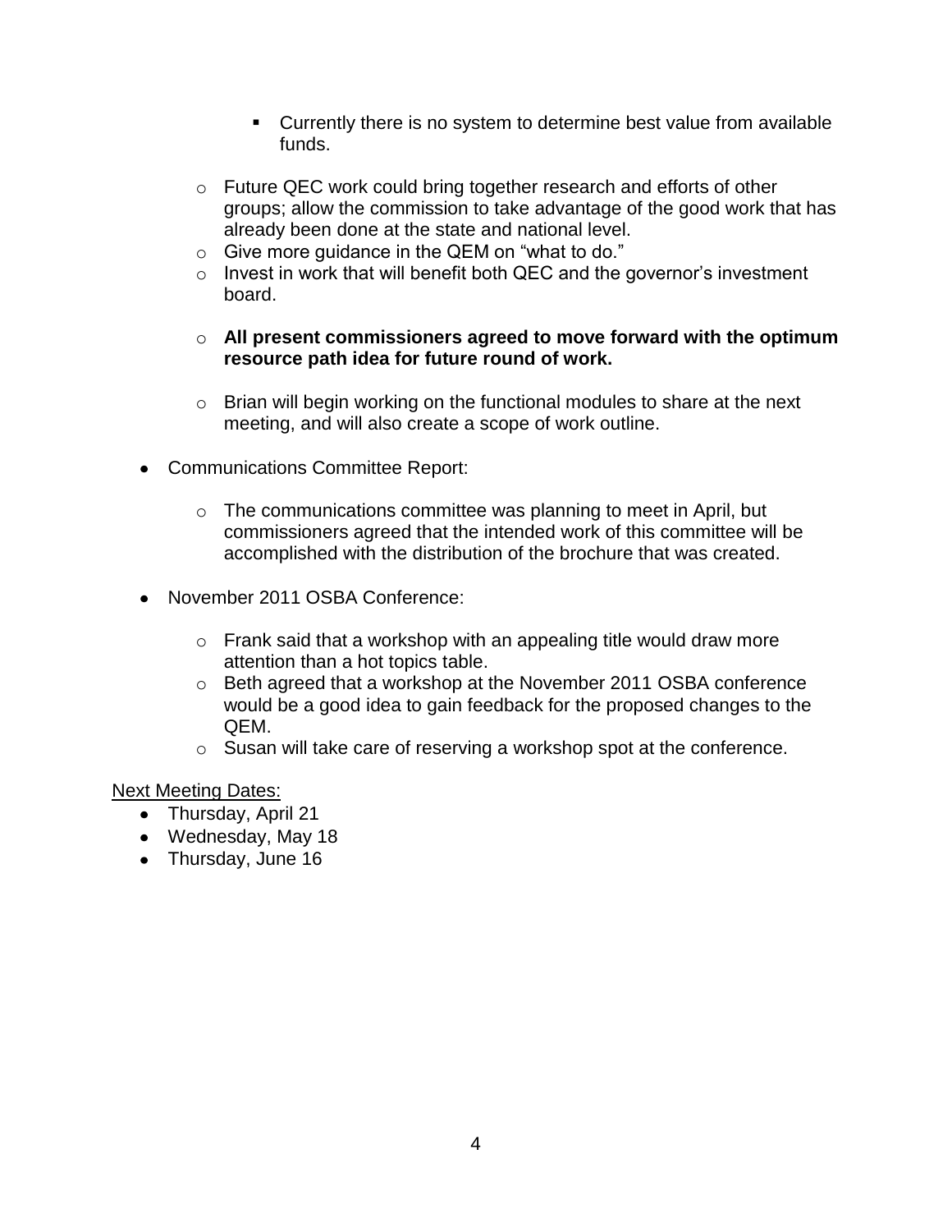- Currently there is no system to determine best value from available funds.

    - Future QEC work could bring together research and efforts of other groups; allow the commission to take advantage of the good work that has already been done at the state and national level.
    - Give more guidance in the QEM on "what to do."
    - Invest in work that will benefit both QEC and the governor's investment board.
    - **All present commissioners agreed to move forward with the optimum resource path idea for future round of work.**
    - Brian will begin working on the functional modules to share at the next meeting, and will also create a scope of work outline.

- Communications Committee Report:
    - The communications committee was planning to meet in April, but commissioners agreed that the intended work of this committee will be accomplished with the distribution of the brochure that was created.

- November 2011 OSBA Conference:
    - Frank said that a workshop with an appealing title would draw more attention than a hot topics table.
    - Beth agreed that a workshop at the November 2011 OSBA conference would be a good idea to gain feedback for the proposed changes to the QEM.
    - Susan will take care of reserving a workshop spot at the conference.

<u>Next Meeting Dates:</u>

- Thursday, April 21
- Wednesday, May 18
- Thursday, June 16